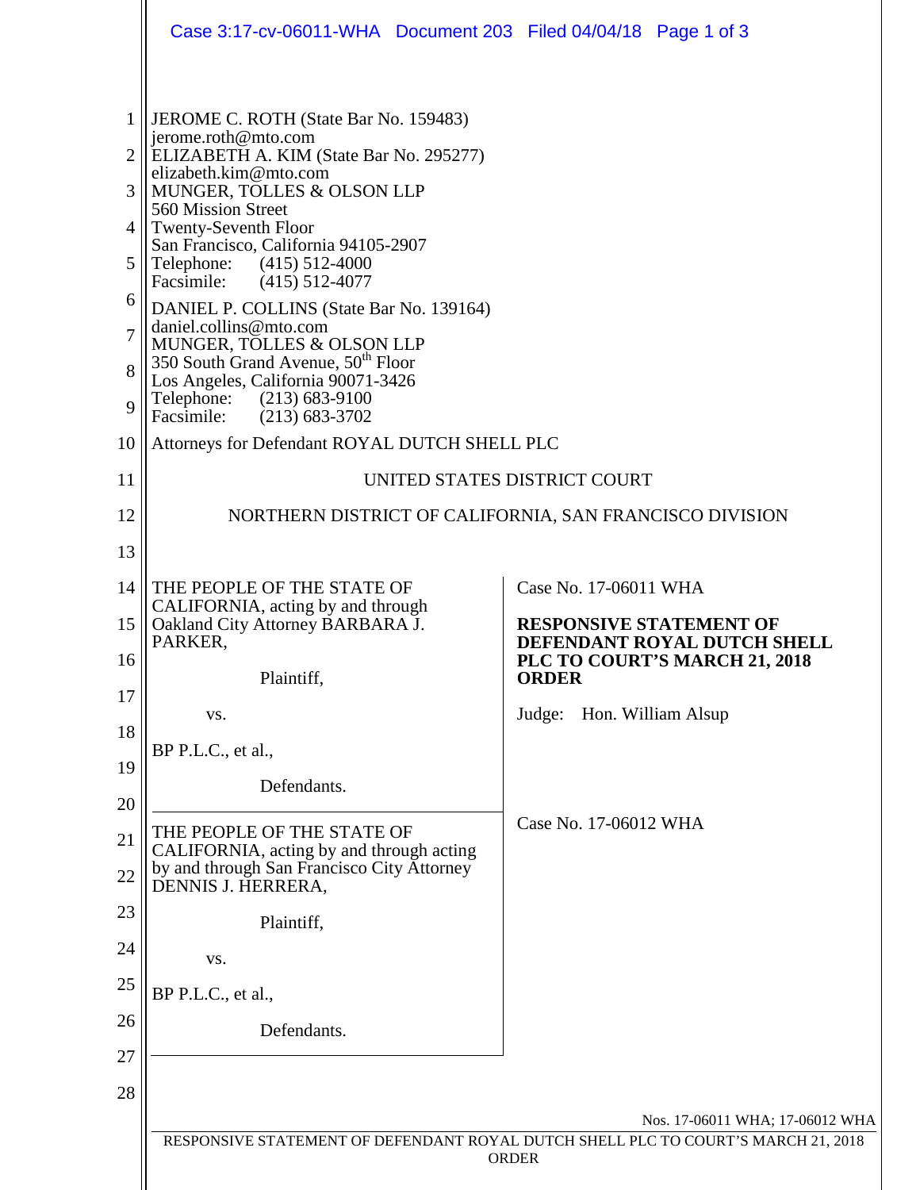JEROME C. ROTH (State Bar No. 159483)
jerome.roth@mto.com
ELIZABETH A. KIM (State Bar No. 295277)
elizabeth.kim@mto.com
MUNGER, TOLLES & OLSON LLP
560 Mission Street
Twenty-Seventh Floor
San Francisco, California 94105-2907
Telephone: (415) 512-4000
Facsimile: (415) 512-4077

DANIEL P. COLLINS (State Bar No. 139164)
daniel.collins@mto.com
MUNGER, TOLLES & OLSON LLP
350 South Grand Avenue, 50th Floor
Los Angeles, California 90071-3426
Telephone: (213) 683-9100
Facsimile: (213) 683-3702

Attorneys for Defendant ROYAL DUTCH SHELL PLC

UNITED STATES DISTRICT COURT

NORTHERN DISTRICT OF CALIFORNIA, SAN FRANCISCO DIVISION

| | |
|---|---|
| THE PEOPLE OF THE STATE OF CALIFORNIA, acting by and through Oakland City Attorney BARBARA J. PARKER,<br><br>Plaintiff,<br><br>vs.<br><br>BP P.L.C., et al.,<br><br>Defendants. | Case No. 17-06011 WHA<br><br>**RESPONSIVE STATEMENT OF DEFENDANT ROYAL DUTCH SHELL PLC TO COURT'S MARCH 21, 2018 ORDER**<br><br>Judge: Hon. William Alsup |
| THE PEOPLE OF THE STATE OF CALIFORNIA, acting by and through acting by and through San Francisco City Attorney DENNIS J. HERRERA,<br><br>Plaintiff,<br><br>vs.<br><br>BP P.L.C., et al.,<br><br>Defendants. | Case No. 17-06012 WHA |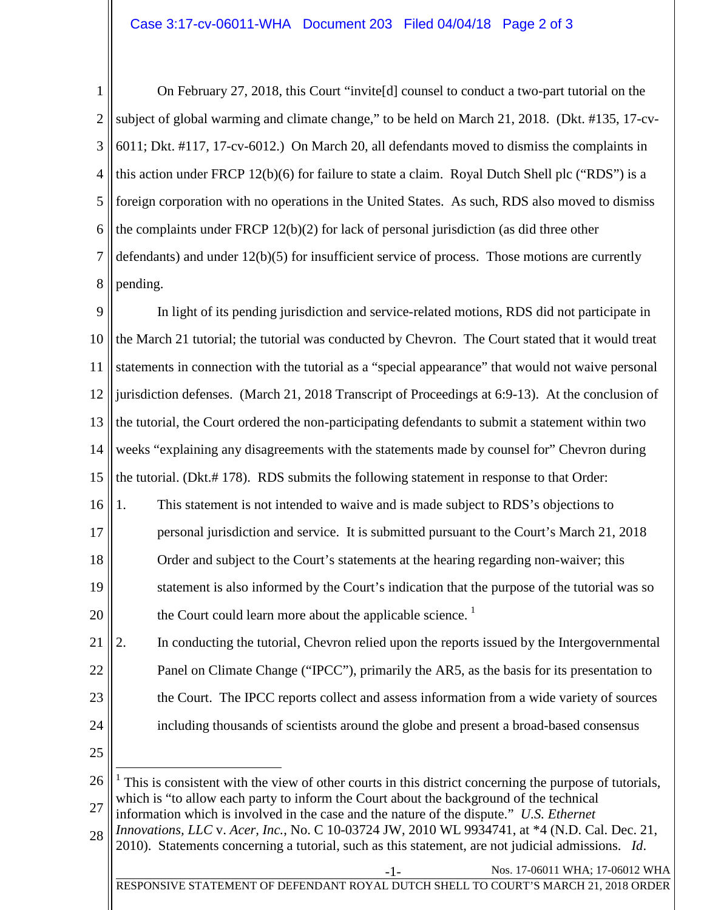On February 27, 2018, this Court "invite[d] counsel to conduct a two-part tutorial on the subject of global warming and climate change," to be held on March 21, 2018. (Dkt. #135, 17-cv-6011; Dkt. #117, 17-cv-6012.) On March 20, all defendants moved to dismiss the complaints in this action under FRCP 12(b)(6) for failure to state a claim. Royal Dutch Shell plc ("RDS") is a foreign corporation with no operations in the United States. As such, RDS also moved to dismiss the complaints under FRCP 12(b)(2) for lack of personal jurisdiction (as did three other defendants) and under 12(b)(5) for insufficient service of process. Those motions are currently pending.

In light of its pending jurisdiction and service-related motions, RDS did not participate in the March 21 tutorial; the tutorial was conducted by Chevron. The Court stated that it would treat statements in connection with the tutorial as a "special appearance" that would not waive personal jurisdiction defenses. (March 21, 2018 Transcript of Proceedings at 6:9-13). At the conclusion of the tutorial, the Court ordered the non-participating defendants to submit a statement within two weeks "explaining any disagreements with the statements made by counsel for" Chevron during the tutorial. (Dkt.# 178). RDS submits the following statement in response to that Order:

1. This statement is not intended to waive and is made subject to RDS's objections to personal jurisdiction and service. It is submitted pursuant to the Court's March 21, 2018 Order and subject to the Court's statements at the hearing regarding non-waiver; this statement is also informed by the Court's indication that the purpose of the tutorial was so the Court could learn more about the applicable science. [1]

2. In conducting the tutorial, Chevron relied upon the reports issued by the Intergovernmental Panel on Climate Change ("IPCC"), primarily the AR5, as the basis for its presentation to the Court. The IPCC reports collect and assess information from a wide variety of sources including thousands of scientists around the globe and present a broad-based consensus

---

[1] This is consistent with the view of other courts in this district concerning the purpose of tutorials, which is "to allow each party to inform the Court about the background of the technical information which is involved in the case and the nature of the dispute." *U.S. Ethernet Innovations, LLC* v. *Acer, Inc.*, No. C 10-03724 JW, 2010 WL 9934741, at *4 (N.D. Cal. Dec. 21, 2010). Statements concerning a tutorial, such as this statement, are not judicial admissions. *Id*.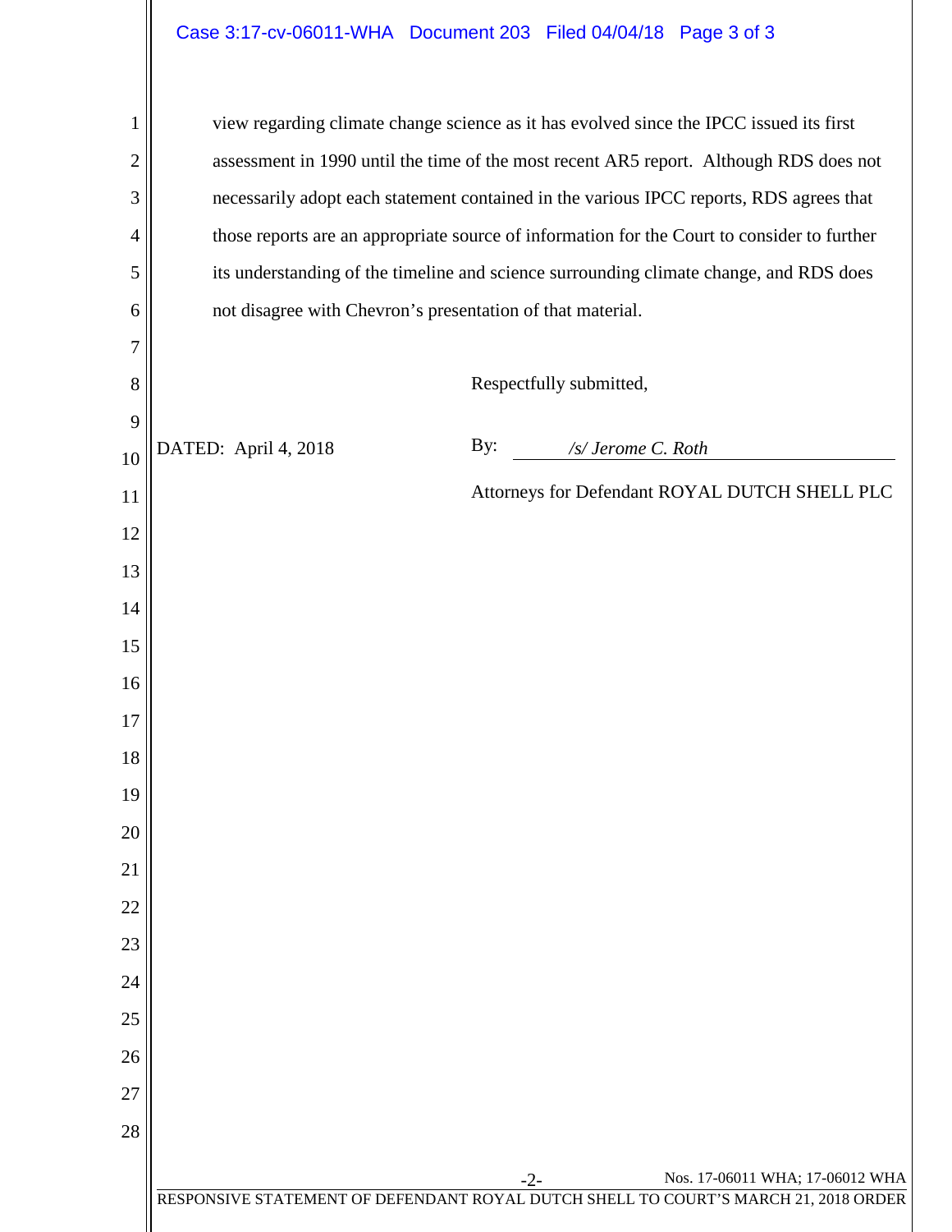view regarding climate change science as it has evolved since the IPCC issued its first assessment in 1990 until the time of the most recent AR5 report. Although RDS does not necessarily adopt each statement contained in the various IPCC reports, RDS agrees that those reports are an appropriate source of information for the Court to consider to further its understanding of the timeline and science surrounding climate change, and RDS does not disagree with Chevron's presentation of that material.

Respectfully submitted,

DATED: April 4, 2018

By: *s/ Jerome C. Roth*

Attorneys for Defendant ROYAL DUTCH SHELL PLC